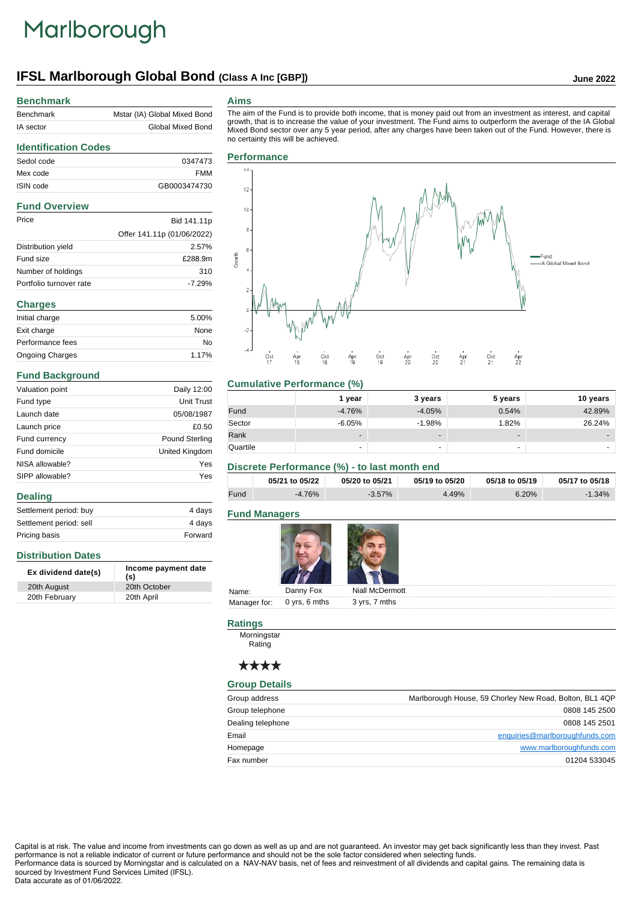Marlborough

# IFSL Marlborough Global Bond (Class A Inc [GBP])

June 2022

## Benchmark

| | |
|---|---|
| Benchmark | Mstar (IA) Global Mixed Bond |
| IA sector | Global Mixed Bond |

## Identification Codes

| | |
|---|---|
| Sedol code | 0347473 |
| Mex code | FMM |
| ISIN code | GB0003474730 |

## Fund Overview

| | |
|---|---|
| Price | Bid 141.11p |
| | Offer 141.11p (01/06/2022) |
| Distribution yield | 2.57% |
| Fund size | £288.9m |
| Number of holdings | 310 |
| Portfolio turnover rate | -7.29% |

## Charges

| | |
|---|---|
| Initial charge | 5.00% |
| Exit charge | None |
| Performance fees | No |
| Ongoing Charges | 1.17% |

## Fund Background

| | |
|---|---|
| Valuation point | Daily 12:00 |
| Fund type | Unit Trust |
| Launch date | 05/08/1987 |
| Launch price | £0.50 |
| Fund currency | Pound Sterling |
| Fund domicile | United Kingdom |
| NISA allowable? | Yes |
| SIPP allowable? | Yes |

## Dealing

| | |
|---|---|
| Settlement period: buy | 4 days |
| Settlement period: sell | 4 days |
| Pricing basis | Forward |

## Distribution Dates

| Ex dividend date(s) | Income payment date (s) |
|---|---|
| 20th August | 20th October |
| 20th February | 20th April |

## Aims

The aim of the Fund is to provide both income, that is money paid out from an investment as interest, and capital growth, that is to increase the value of your investment. The Fund aims to outperform the average of the IA Global Mixed Bond sector over any 5 year period, after any charges have been taken out of the Fund. However, there is no certainty this will be achieved.

## Performance

(Chart: Growth, Oct 17 – Apr 22; Fund vs IA Global Mixed Bond)

## Cumulative Performance (%)

| | 1 year | 3 years | 5 years | 10 years |
|---|---|---|---|---|
| Fund | -4.76% | -4.05% | 0.54% | 42.89% |
| Sector | -6.05% | -1.98% | 1.82% | 26.24% |
| Rank | - | - | - | - |
| Quartile | - | - | - | - |

## Discrete Performance (%) - to last month end

| | 05/21 to 05/22 | 05/20 to 05/21 | 05/19 to 05/20 | 05/18 to 05/19 | 05/17 to 05/18 |
|---|---|---|---|---|---|
| Fund | -4.76% | -3.57% | 4.49% | 6.20% | -1.34% |

## Fund Managers

| | | |
|---|---|---|
| Name: | Danny Fox | Niall McDermott |
| Manager for: | 0 yrs, 6 mths | 3 yrs, 7 mths |

## Ratings

Morningstar Rating

★★★★

## Group Details

| | |
|---|---|
| Group address | Marlborough House, 59 Chorley New Road, Bolton, BL1 4QP |
| Group telephone | 0808 145 2500 |
| Dealing telephone | 0808 145 2501 |
| Email | enquiries@marlboroughfunds.com |
| Homepage | www.marlboroughfunds.com |
| Fax number | 01204 533045 |

Capital is at risk. The value and income from investments can go down as well as up and are not guaranteed. An investor may get back significantly less than they invest. Past performance is not a reliable indicator of current or future performance and should not be the sole factor considered when selecting funds.
Performance data is sourced by Morningstar and is calculated on a NAV-NAV basis, net of fees and reinvestment of all dividends and capital gains. The remaining data is sourced by Investment Fund Services Limited (IFSL).
Data accurate as of 01/06/2022.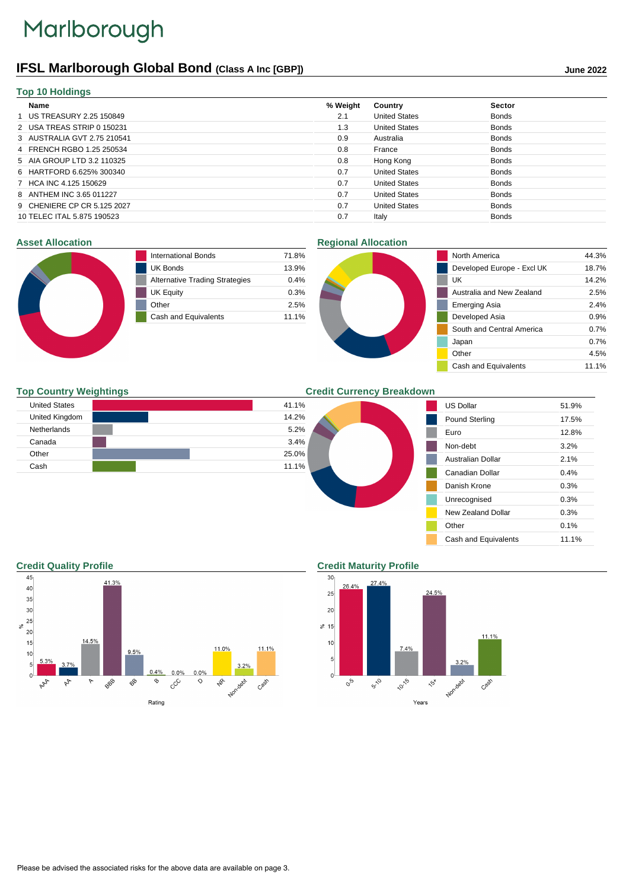Marlborough

# IFSL Marlborough Global Bond (Class A Inc [GBP])

June 2022

## Top 10 Holdings

| | Name | % Weight | Country | Sector |
|---|---|---|---|---|
| 1 | US TREASURY 2.25 150849 | 2.1 | United States | Bonds |
| 2 | USA TREAS STRIP 0 150231 | 1.3 | United States | Bonds |
| 3 | AUSTRALIA GVT 2.75 210541 | 0.9 | Australia | Bonds |
| 4 | FRENCH RGBO 1.25 250534 | 0.8 | France | Bonds |
| 5 | AIA GROUP LTD 3.2 110325 | 0.8 | Hong Kong | Bonds |
| 6 | HARTFORD 6.625% 300340 | 0.7 | United States | Bonds |
| 7 | HCA INC 4.125 150629 | 0.7 | United States | Bonds |
| 8 | ANTHEM INC 3.65 011227 | 0.7 | United States | Bonds |
| 9 | CHENIERE CP CR 5.125 2027 | 0.7 | United States | Bonds |
| 10 | TELEC ITAL 5.875 190523 | 0.7 | Italy | Bonds |

## Asset Allocation

| Asset | % |
|---|---|
| International Bonds | 71.8% |
| UK Bonds | 13.9% |
| Alternative Trading Strategies | 0.4% |
| UK Equity | 0.3% |
| Other | 2.5% |
| Cash and Equivalents | 11.1% |

## Regional Allocation

| Region | % |
|---|---|
| North America | 44.3% |
| Developed Europe - Excl UK | 18.7% |
| UK | 14.2% |
| Australia and New Zealand | 2.5% |
| Emerging Asia | 2.4% |
| Developed Asia | 0.9% |
| South and Central America | 0.7% |
| Japan | 0.7% |
| Other | 4.5% |
| Cash and Equivalents | 11.1% |

## Top Country Weightings

| Country | % |
|---|---|
| United States | 41.1% |
| United Kingdom | 14.2% |
| Netherlands | 5.2% |
| Canada | 3.4% |
| Other | 25.0% |
| Cash | 11.1% |

## Credit Currency Breakdown

| Currency | % |
|---|---|
| US Dollar | 51.9% |
| Pound Sterling | 17.5% |
| Euro | 12.8% |
| Non-debt | 3.2% |
| Australian Dollar | 2.1% |
| Canadian Dollar | 0.4% |
| Danish Krone | 0.3% |
| Unrecognised | 0.3% |
| New Zealand Dollar | 0.3% |
| Other | 0.1% |
| Cash and Equivalents | 11.1% |

## Credit Quality Profile

| Rating | % |
|---|---|
| AAA | 5.3% |
| AA | 3.7% |
| A | 14.5% |
| BBB | 41.3% |
| BB | 9.5% |
| B | 0.4% |
| CCC | 0.0% |
| D | 0.0% |
| NR | 11.0% |
| Non-debt | 3.2% |
| Cash | 11.1% |

## Credit Maturity Profile

| Years | % |
|---|---|
| 0-5 | 26.4% |
| 5-10 | 27.4% |
| 10-15 | 7.4% |
| 15+ | 24.5% |
| Non-debt | 3.2% |
| Cash | 11.1% |

Please be advised the associated risks for the above data are available on page 3.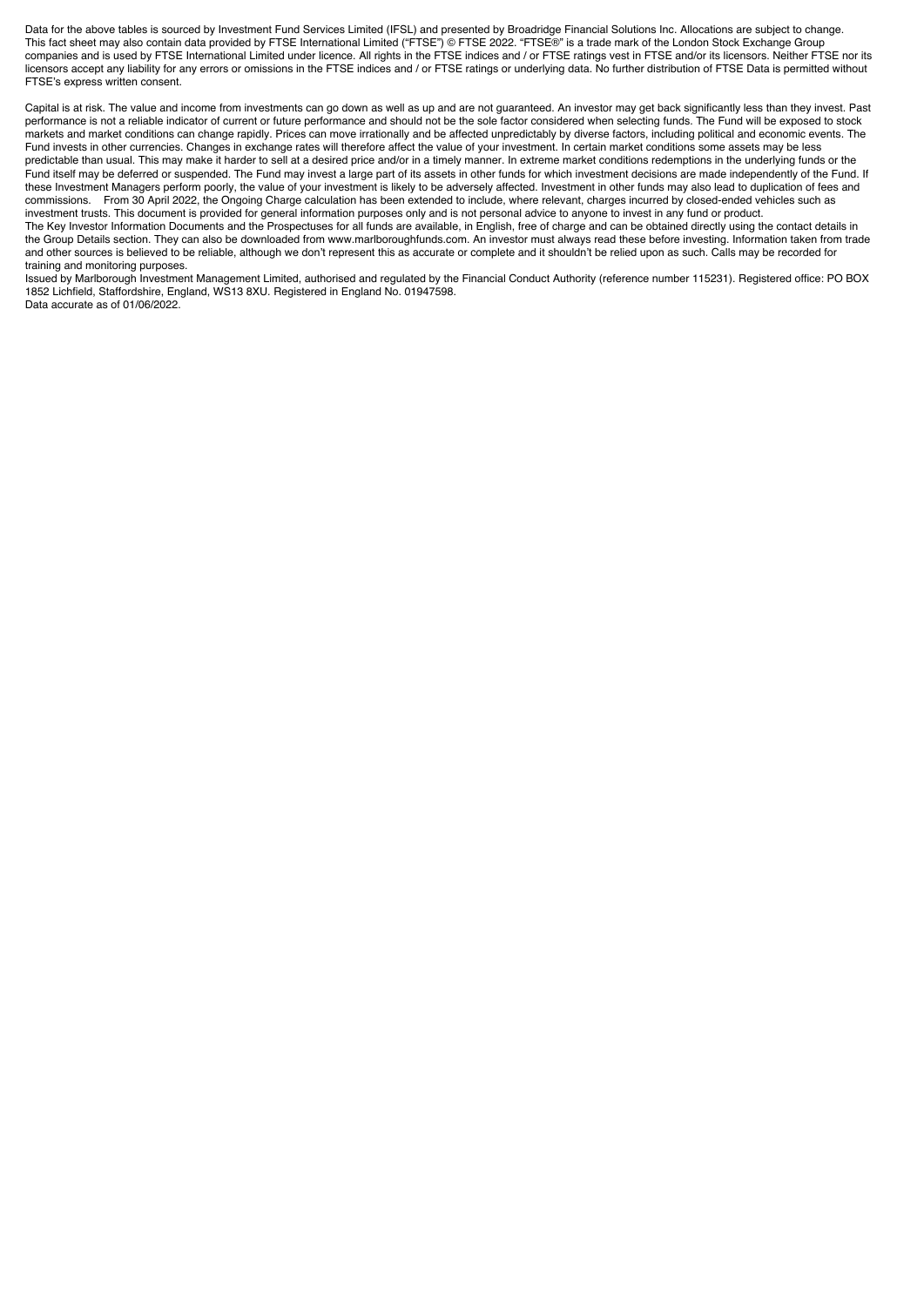Data for the above tables is sourced by Investment Fund Services Limited (IFSL) and presented by Broadridge Financial Solutions Inc. Allocations are subject to change. This fact sheet may also contain data provided by FTSE International Limited ("FTSE") © FTSE 2022. "FTSE®" is a trade mark of the London Stock Exchange Group companies and is used by FTSE International Limited under licence. All rights in the FTSE indices and / or FTSE ratings vest in FTSE and/or its licensors. Neither FTSE nor its licensors accept any liability for any errors or omissions in the FTSE indices and / or FTSE ratings or underlying data. No further distribution of FTSE Data is permitted without FTSE's express written consent.

Capital is at risk. The value and income from investments can go down as well as up and are not guaranteed. An investor may get back significantly less than they invest. Past performance is not a reliable indicator of current or future performance and should not be the sole factor considered when selecting funds. The Fund will be exposed to stock markets and market conditions can change rapidly. Prices can move irrationally and be affected unpredictably by diverse factors, including political and economic events. The Fund invests in other currencies. Changes in exchange rates will therefore affect the value of your investment. In certain market conditions some assets may be less predictable than usual. This may make it harder to sell at a desired price and/or in a timely manner. In extreme market conditions redemptions in the underlying funds or the Fund itself may be deferred or suspended. The Fund may invest a large part of its assets in other funds for which investment decisions are made independently of the Fund. If these Investment Managers perform poorly, the value of your investment is likely to be adversely affected. Investment in other funds may also lead to duplication of fees and commissions.   From 30 April 2022, the Ongoing Charge calculation has been extended to include, where relevant, charges incurred by closed-ended vehicles such as investment trusts. This document is provided for general information purposes only and is not personal advice to anyone to invest in any fund or product.
The Key Investor Information Documents and the Prospectuses for all funds are available, in English, free of charge and can be obtained directly using the contact details in the Group Details section. They can also be downloaded from www.marlboroughfunds.com. An investor must always read these before investing. Information taken from trade and other sources is believed to be reliable, although we don't represent this as accurate or complete and it shouldn't be relied upon as such. Calls may be recorded for training and monitoring purposes.
Issued by Marlborough Investment Management Limited, authorised and regulated by the Financial Conduct Authority (reference number 115231). Registered office: PO BOX 1852 Lichfield, Staffordshire, England, WS13 8XU. Registered in England No. 01947598.
Data accurate as of 01/06/2022.